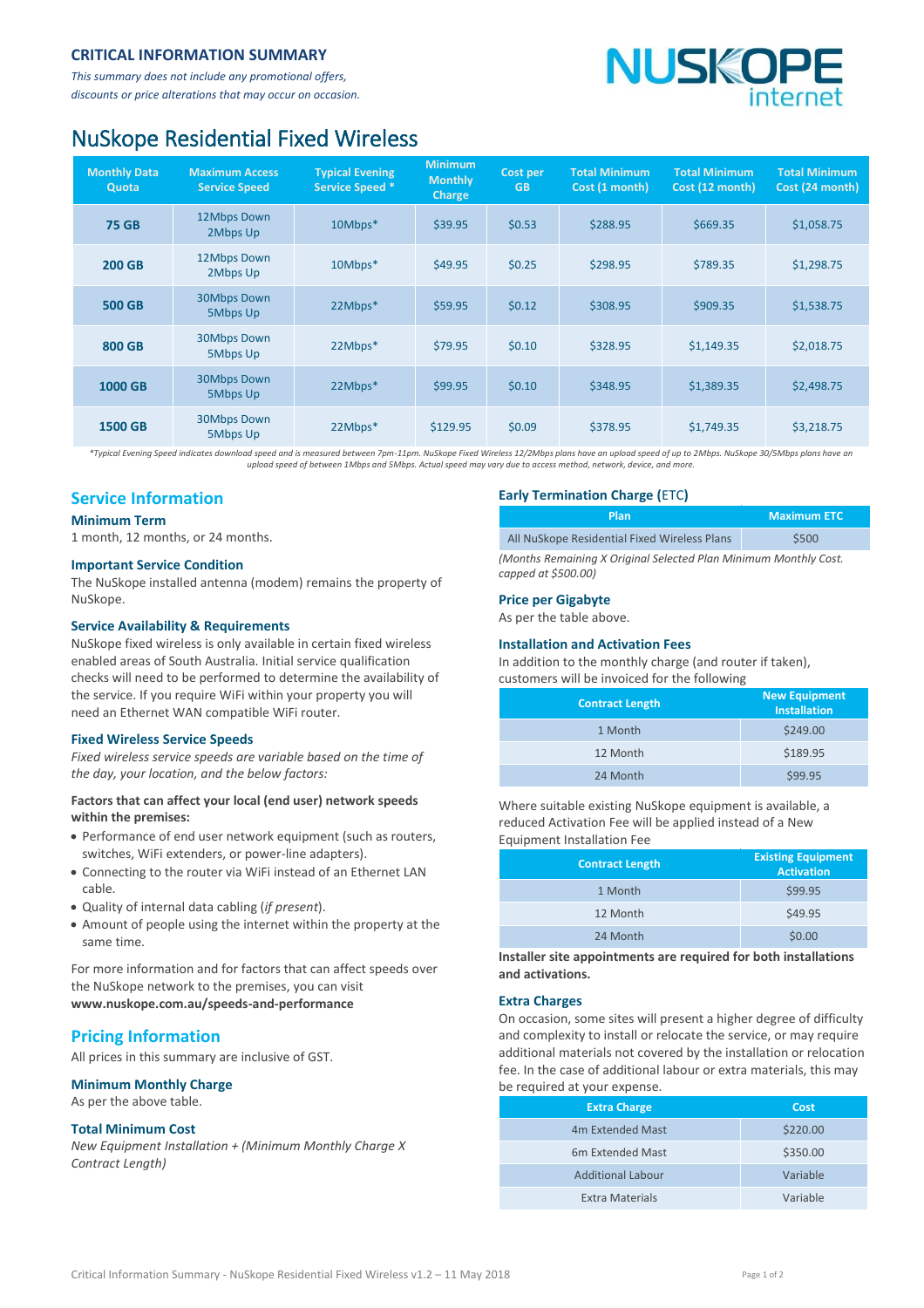## CRITICAL INFORMATION SUMMARY

*This summary does not include any promotional offers, discounts or price alterations that may occur on occasion.*

NUSKOPE internet

# NuSkope Residential Fixed Wireless

| Monthly Data Quota | Maximum Access Service Speed | Typical Evening Service Speed * | Minimum Monthly Charge | Cost per GB | Total Minimum Cost (1 month) | Total Minimum Cost (12 month) | Total Minimum Cost (24 month) |
|---|---|---|---|---|---|---|---|
| **75 GB** | 12Mbps Down 2Mbps Up | 10Mbps* | $39.95 | $0.53 | $288.95 | $669.35 | $1,058.75 |
| **200 GB** | 12Mbps Down 2Mbps Up | 10Mbps* | $49.95 | $0.25 | $298.95 | $789.35 | $1,298.75 |
| **500 GB** | 30Mbps Down 5Mbps Up | 22Mbps* | $59.95 | $0.12 | $308.95 | $909.35 | $1,538.75 |
| **800 GB** | 30Mbps Down 5Mbps Up | 22Mbps* | $79.95 | $0.10 | $328.95 | $1,149.35 | $2,018.75 |
| **1000 GB** | 30Mbps Down 5Mbps Up | 22Mbps* | $99.95 | $0.10 | $348.95 | $1,389.35 | $2,498.75 |
| **1500 GB** | 30Mbps Down 5Mbps Up | 22Mbps* | $129.95 | $0.09 | $378.95 | $1,749.35 | $3,218.75 |

*\*Typical Evening Speed indicates download speed and is measured between 7pm-11pm. NuSkope Fixed Wireless 12/2Mbps plans have an upload speed of up to 2Mbps. NuSkope 30/5Mbps plans have an upload speed of between 1Mbps and 5Mbps. Actual speed may vary due to access method, network, device, and more.*

## Service Information

### Minimum Term

1 month, 12 months, or 24 months.

### Important Service Condition

The NuSkope installed antenna (modem) remains the property of NuSkope.

### Service Availability & Requirements

NuSkope fixed wireless is only available in certain fixed wireless enabled areas of South Australia. Initial service qualification checks will need to be performed to determine the availability of the service. If you require WiFi within your property you will need an Ethernet WAN compatible WiFi router.

### Fixed Wireless Service Speeds

*Fixed wireless service speeds are variable based on the time of the day, your location, and the below factors:*

**Factors that can affect your local (end user) network speeds within the premises:**

- Performance of end user network equipment (such as routers, switches, WiFi extenders, or power-line adapters).
- Connecting to the router via WiFi instead of an Ethernet LAN cable.
- Quality of internal data cabling (*if present*).
- Amount of people using the internet within the property at the same time.

For more information and for factors that can affect speeds over the NuSkope network to the premises, you can visit **www.nuskope.com.au/speeds-and-performance**

## Pricing Information

All prices in this summary are inclusive of GST.

### Minimum Monthly Charge

As per the above table.

### Total Minimum Cost

*New Equipment Installation + (Minimum Monthly Charge X Contract Length)*

### Early Termination Charge (ETC)

| Plan | Maximum ETC |
|---|---|
| All NuSkope Residential Fixed Wireless Plans | $500 |

*(Months Remaining X Original Selected Plan Minimum Monthly Cost. capped at $500.00)*

### Price per Gigabyte

As per the table above.

### Installation and Activation Fees

In addition to the monthly charge (and router if taken), customers will be invoiced for the following

| Contract Length | New Equipment Installation |
|---|---|
| 1 Month | $249.00 |
| 12 Month | $189.95 |
| 24 Month | $99.95 |

Where suitable existing NuSkope equipment is available, a reduced Activation Fee will be applied instead of a New Equipment Installation Fee

| Contract Length | Existing Equipment Activation |
|---|---|
| 1 Month | $99.95 |
| 12 Month | $49.95 |
| 24 Month | $0.00 |

**Installer site appointments are required for both installations and activations.**

### Extra Charges

On occasion, some sites will present a higher degree of difficulty and complexity to install or relocate the service, or may require additional materials not covered by the installation or relocation fee. In the case of additional labour or extra materials, this may be required at your expense.

| Extra Charge | Cost |
|---|---|
| 4m Extended Mast | $220.00 |
| 6m Extended Mast | $350.00 |
| Additional Labour | Variable |
| Extra Materials | Variable |

Critical Information Summary - NuSkope Residential Fixed Wireless v1.2 – 11 May 2018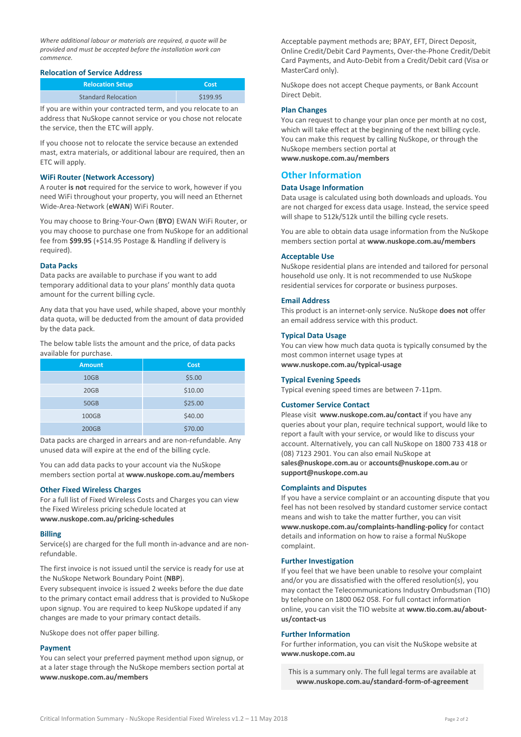*Where additional labour or materials are required, a quote will be provided and must be accepted before the installation work can commence.*

### Relocation of Service Address

| Relocation Setup | Cost |
|---|---|
| Standard Relocation | $199.95 |

If you are within your contracted term, and you relocate to an address that NuSkope cannot service or you chose not relocate the service, then the ETC will apply.

If you choose not to relocate the service because an extended mast, extra materials, or additional labour are required, then an ETC will apply.

### WiFi Router (Network Accessory)

A router **is not** required for the service to work, however if you need WiFi throughout your property, you will need an Ethernet Wide-Area-Network (**eWAN**) WiFi Router.

You may choose to Bring-Your-Own (**BYO**) EWAN WiFi Router, or you may choose to purchase one from NuSkope for an additional fee from **$99.95** (+$14.95 Postage & Handling if delivery is required).

### Data Packs

Data packs are available to purchase if you want to add temporary additional data to your plans' monthly data quota amount for the current billing cycle.

Any data that you have used, while shaped, above your monthly data quota, will be deducted from the amount of data provided by the data pack.

The below table lists the amount and the price, of data packs available for purchase.

| Amount | Cost |
|---|---|
| 10GB | $5.00 |
| 20GB | $10.00 |
| 50GB | $25.00 |
| 100GB | $40.00 |
| 200GB | $70.00 |

Data packs are charged in arrears and are non-refundable. Any unused data will expire at the end of the billing cycle.

You can add data packs to your account via the NuSkope members section portal at **www.nuskope.com.au/members**

### Other Fixed Wireless Charges

For a full list of Fixed Wireless Costs and Charges you can view the Fixed Wireless pricing schedule located at **www.nuskope.com.au/pricing-schedules**

### Billing

Service(s) are charged for the full month in-advance and are non-refundable.

The first invoice is not issued until the service is ready for use at the NuSkope Network Boundary Point (**NBP**).
Every subsequent invoice is issued 2 weeks before the due date to the primary contact email address that is provided to NuSkope upon signup. You are required to keep NuSkope updated if any changes are made to your primary contact details.

NuSkope does not offer paper billing.

### Payment

You can select your preferred payment method upon signup, or at a later stage through the NuSkope members section portal at **www.nuskope.com.au/members**

Acceptable payment methods are; BPAY, EFT, Direct Deposit, Online Credit/Debit Card Payments, Over-the-Phone Credit/Debit Card Payments, and Auto-Debit from a Credit/Debit card (Visa or MasterCard only).

NuSkope does not accept Cheque payments, or Bank Account Direct Debit.

### Plan Changes

You can request to change your plan once per month at no cost, which will take effect at the beginning of the next billing cycle. You can make this request by calling NuSkope, or through the NuSkope members section portal at **www.nuskope.com.au/members**

## Other Information

### Data Usage Information

Data usage is calculated using both downloads and uploads. You are not charged for excess data usage. Instead, the service speed will shape to 512k/512k until the billing cycle resets.

You are able to obtain data usage information from the NuSkope members section portal at **www.nuskope.com.au/members**

### Acceptable Use

NuSkope residential plans are intended and tailored for personal household use only. It is not recommended to use NuSkope residential services for corporate or business purposes.

### Email Address

This product is an internet-only service. NuSkope **does not** offer an email address service with this product.

### Typical Data Usage

You can view how much data quota is typically consumed by the most common internet usage types at **www.nuskope.com.au/typical-usage**

### Typical Evening Speeds

Typical evening speed times are between 7-11pm.

### Customer Service Contact

Please visit **www.nuskope.com.au/contact** if you have any queries about your plan, require technical support, would like to report a fault with your service, or would like to discuss your account. Alternatively, you can call NuSkope on 1800 733 418 or (08) 7123 2901. You can also email NuSkope at **sales@nuskope.com.au** or **accounts@nuskope.com.au** or **support@nuskope.com.au**

### Complaints and Disputes

If you have a service complaint or an accounting dispute that you feel has not been resolved by standard customer service contact means and wish to take the matter further, you can visit **www.nuskope.com.au/complaints-handling-policy** for contact details and information on how to raise a formal NuSkope complaint.

### Further Investigation

If you feel that we have been unable to resolve your complaint and/or you are dissatisfied with the offered resolution(s), you may contact the Telecommunications Industry Ombudsman (TIO) by telephone on 1800 062 058. For full contact information online, you can visit the TIO website at **www.tio.com.au/about-us/contact-us**

### Further Information

For further information, you can visit the NuSkope website at **www.nuskope.com.au**

This is a summary only. The full legal terms are available at **www.nuskope.com.au/standard-form-of-agreement**